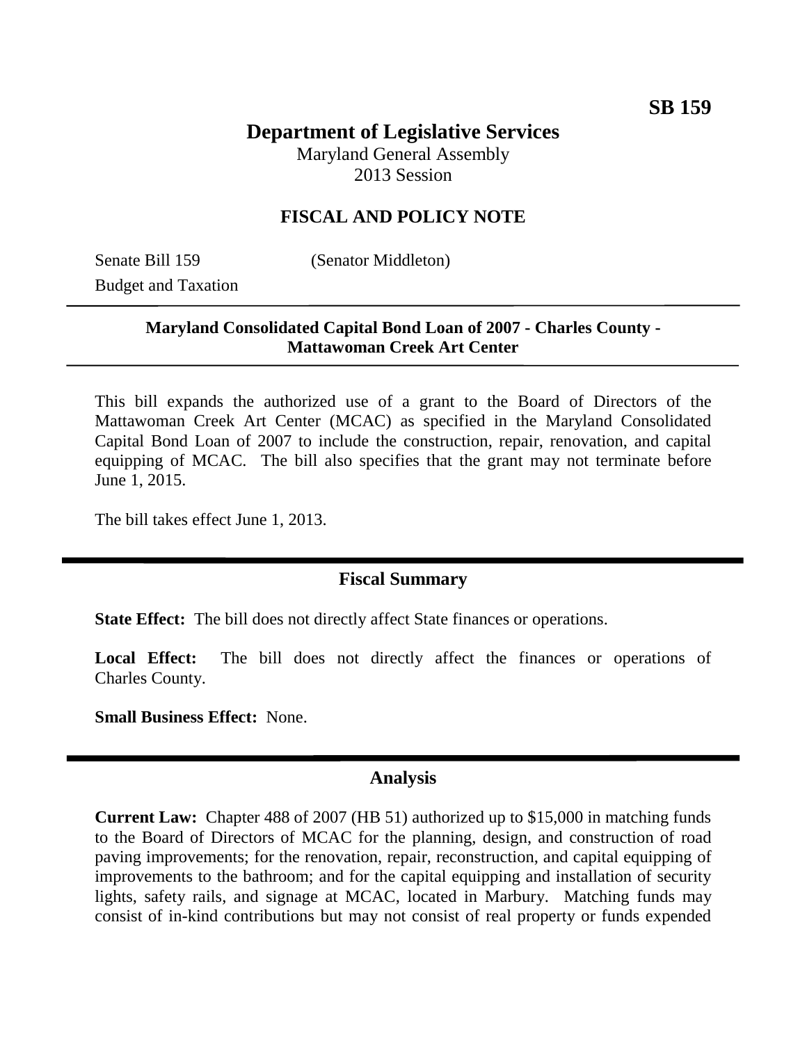**SB 159**

# Department of Legislative Services

Maryland General Assembly
2013 Session

## FISCAL AND POLICY NOTE

Senate Bill 159 (Senator Middleton)
Budget and Taxation

---

**Maryland Consolidated Capital Bond Loan of 2007 - Charles County - Mattawoman Creek Art Center**

---

This bill expands the authorized use of a grant to the Board of Directors of the Mattawoman Creek Art Center (MCAC) as specified in the Maryland Consolidated Capital Bond Loan of 2007 to include the construction, repair, renovation, and capital equipping of MCAC. The bill also specifies that the grant may not terminate before June 1, 2015.

The bill takes effect June 1, 2013.

## Fiscal Summary

**State Effect:** The bill does not directly affect State finances or operations.

**Local Effect:** The bill does not directly affect the finances or operations of Charles County.

**Small Business Effect:** None.

## Analysis

**Current Law:** Chapter 488 of 2007 (HB 51) authorized up to $15,000 in matching funds to the Board of Directors of MCAC for the planning, design, and construction of road paving improvements; for the renovation, repair, reconstruction, and capital equipping of improvements to the bathroom; and for the capital equipping and installation of security lights, safety rails, and signage at MCAC, located in Marbury. Matching funds may consist of in-kind contributions but may not consist of real property or funds expended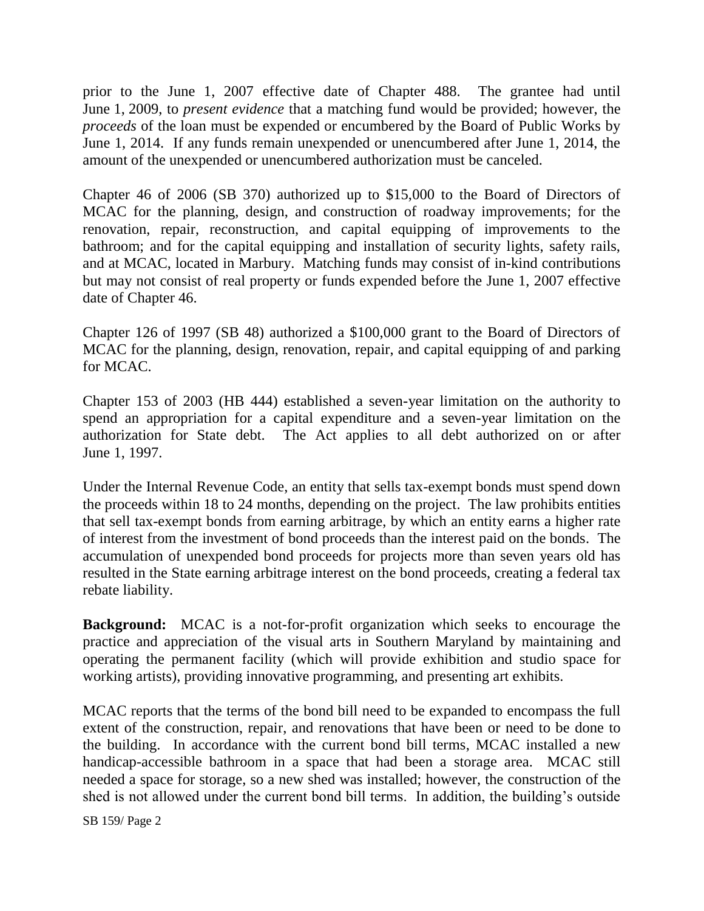prior to the June 1, 2007 effective date of Chapter 488. The grantee had until June 1, 2009, to *present evidence* that a matching fund would be provided; however, the *proceeds* of the loan must be expended or encumbered by the Board of Public Works by June 1, 2014. If any funds remain unexpended or unencumbered after June 1, 2014, the amount of the unexpended or unencumbered authorization must be canceled.

Chapter 46 of 2006 (SB 370) authorized up to $15,000 to the Board of Directors of MCAC for the planning, design, and construction of roadway improvements; for the renovation, repair, reconstruction, and capital equipping of improvements to the bathroom; and for the capital equipping and installation of security lights, safety rails, and at MCAC, located in Marbury. Matching funds may consist of in-kind contributions but may not consist of real property or funds expended before the June 1, 2007 effective date of Chapter 46.

Chapter 126 of 1997 (SB 48) authorized a $100,000 grant to the Board of Directors of MCAC for the planning, design, renovation, repair, and capital equipping of and parking for MCAC.

Chapter 153 of 2003 (HB 444) established a seven-year limitation on the authority to spend an appropriation for a capital expenditure and a seven-year limitation on the authorization for State debt. The Act applies to all debt authorized on or after June 1, 1997.

Under the Internal Revenue Code, an entity that sells tax-exempt bonds must spend down the proceeds within 18 to 24 months, depending on the project. The law prohibits entities that sell tax-exempt bonds from earning arbitrage, by which an entity earns a higher rate of interest from the investment of bond proceeds than the interest paid on the bonds. The accumulation of unexpended bond proceeds for projects more than seven years old has resulted in the State earning arbitrage interest on the bond proceeds, creating a federal tax rebate liability.

**Background:** MCAC is a not-for-profit organization which seeks to encourage the practice and appreciation of the visual arts in Southern Maryland by maintaining and operating the permanent facility (which will provide exhibition and studio space for working artists), providing innovative programming, and presenting art exhibits.

MCAC reports that the terms of the bond bill need to be expanded to encompass the full extent of the construction, repair, and renovations that have been or need to be done to the building. In accordance with the current bond bill terms, MCAC installed a new handicap-accessible bathroom in a space that had been a storage area. MCAC still needed a space for storage, so a new shed was installed; however, the construction of the shed is not allowed under the current bond bill terms. In addition, the building's outside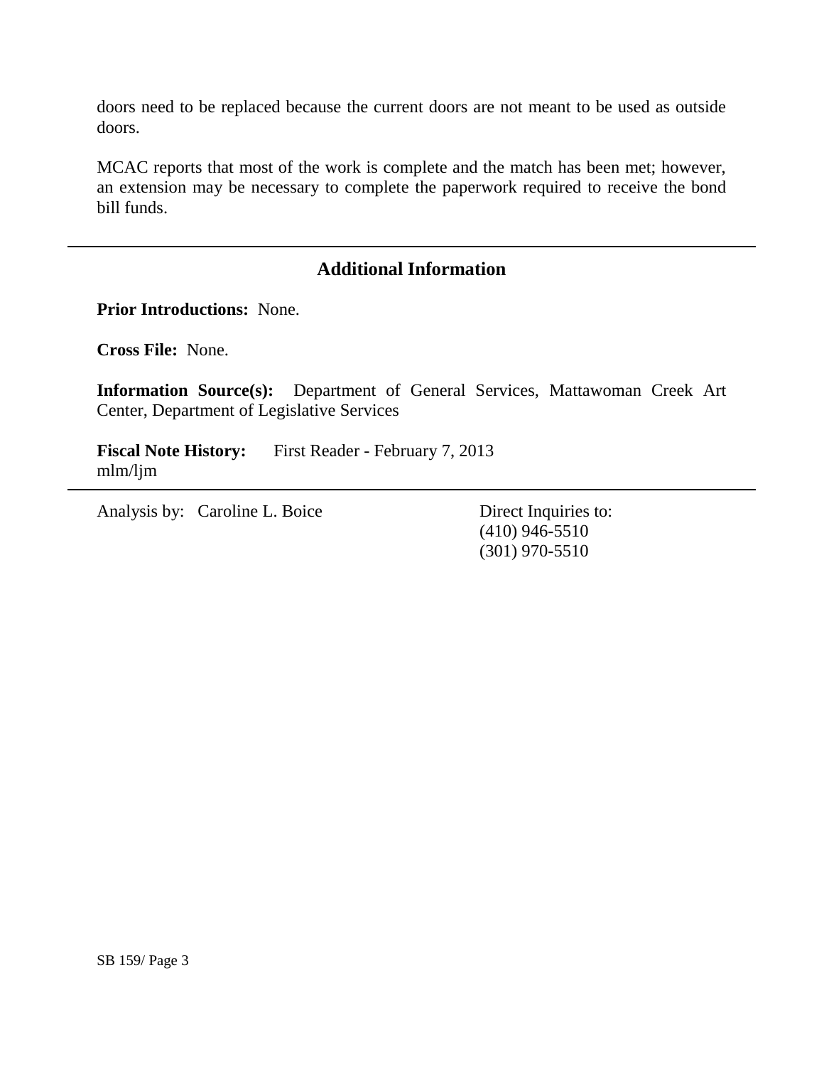doors need to be replaced because the current doors are not meant to be used as outside doors.

MCAC reports that most of the work is complete and the match has been met; however, an extension may be necessary to complete the paperwork required to receive the bond bill funds.

---

## Additional Information

**Prior Introductions:** None.

**Cross File:** None.

**Information Source(s):** Department of General Services, Mattawoman Creek Art Center, Department of Legislative Services

**Fiscal Note History:** First Reader - February 7, 2013
mlm/ljm

---

Analysis by: Caroline L. Boice

Direct Inquiries to:
(410) 946-5510
(301) 970-5510